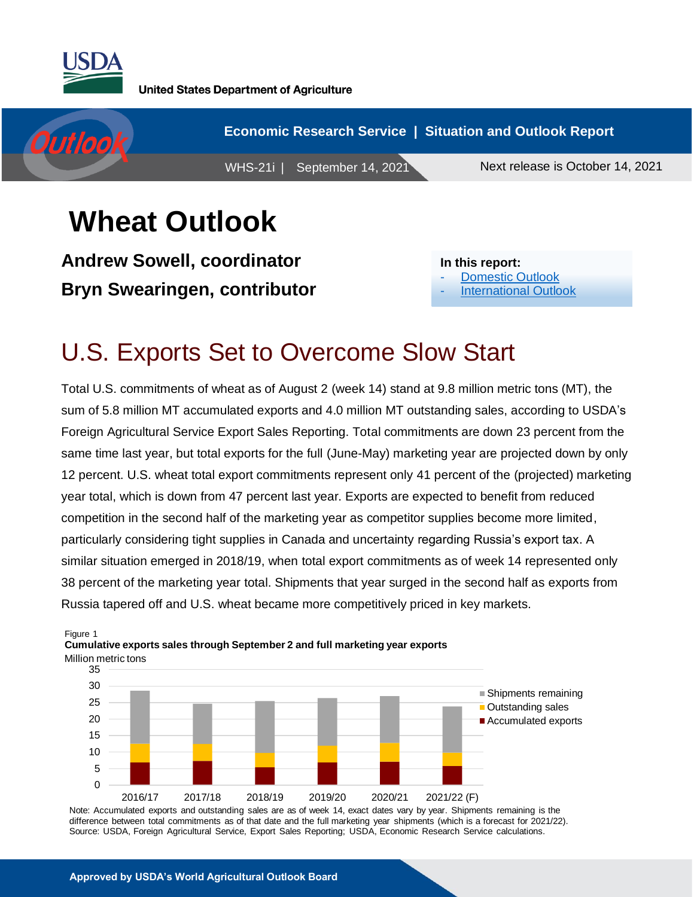USDA

United States Department of Agriculture

Economic Research Service | Situation and Outlook Report

WHS-21i | September 14, 2021

Next release is October 14, 2021

# Wheat Outlook

**Andrew Sowell, coordinator**

**Bryn Swearingen, contributor**

**In this report:**
- Domestic Outlook
- International Outlook

## U.S. Exports Set to Overcome Slow Start

Total U.S. commitments of wheat as of August 2 (week 14) stand at 9.8 million metric tons (MT), the sum of 5.8 million MT accumulated exports and 4.0 million MT outstanding sales, according to USDA's Foreign Agricultural Service Export Sales Reporting. Total commitments are down 23 percent from the same time last year, but total exports for the full (June-May) marketing year are projected down by only 12 percent. U.S. wheat total export commitments represent only 41 percent of the (projected) marketing year total, which is down from 47 percent last year. Exports are expected to benefit from reduced competition in the second half of the marketing year as competitor supplies become more limited, particularly considering tight supplies in Canada and uncertainty regarding Russia's export tax. A similar situation emerged in 2018/19, when total export commitments as of week 14 represented only 38 percent of the marketing year total. Shipments that year surged in the second half as exports from Russia tapered off and U.S. wheat became more competitively priced in key markets.

Figure 1
**Cumulative exports sales through September 2 and full marketing year exports**
Million metric tons

Note: Accumulated exports and outstanding sales are as of week 14, exact dates vary by year. Shipments remaining is the difference between total commitments as of that date and the full marketing year shipments (which is a forecast for 2021/22).
Source: USDA, Foreign Agricultural Service, Export Sales Reporting; USDA, Economic Research Service calculations.

**Approved by USDA's World Agricultural Outlook Board**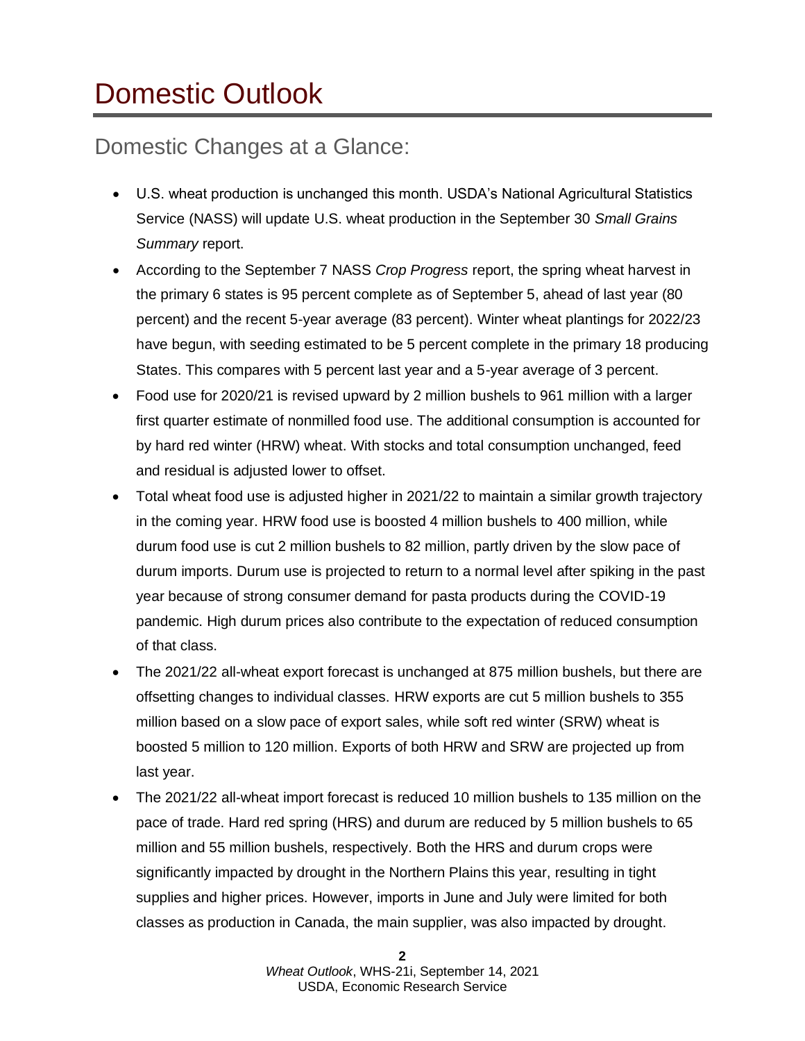# Domestic Outlook

## Domestic Changes at a Glance:

- U.S. wheat production is unchanged this month. USDA's National Agricultural Statistics Service (NASS) will update U.S. wheat production in the September 30 *Small Grains Summary* report.
- According to the September 7 NASS *Crop Progress* report, the spring wheat harvest in the primary 6 states is 95 percent complete as of September 5, ahead of last year (80 percent) and the recent 5-year average (83 percent). Winter wheat plantings for 2022/23 have begun, with seeding estimated to be 5 percent complete in the primary 18 producing States. This compares with 5 percent last year and a 5-year average of 3 percent.
- Food use for 2020/21 is revised upward by 2 million bushels to 961 million with a larger first quarter estimate of nonmilled food use. The additional consumption is accounted for by hard red winter (HRW) wheat. With stocks and total consumption unchanged, feed and residual is adjusted lower to offset.
- Total wheat food use is adjusted higher in 2021/22 to maintain a similar growth trajectory in the coming year. HRW food use is boosted 4 million bushels to 400 million, while durum food use is cut 2 million bushels to 82 million, partly driven by the slow pace of durum imports. Durum use is projected to return to a normal level after spiking in the past year because of strong consumer demand for pasta products during the COVID-19 pandemic. High durum prices also contribute to the expectation of reduced consumption of that class.
- The 2021/22 all-wheat export forecast is unchanged at 875 million bushels, but there are offsetting changes to individual classes. HRW exports are cut 5 million bushels to 355 million based on a slow pace of export sales, while soft red winter (SRW) wheat is boosted 5 million to 120 million. Exports of both HRW and SRW are projected up from last year.
- The 2021/22 all-wheat import forecast is reduced 10 million bushels to 135 million on the pace of trade. Hard red spring (HRS) and durum are reduced by 5 million bushels to 65 million and 55 million bushels, respectively. Both the HRS and durum crops were significantly impacted by drought in the Northern Plains this year, resulting in tight supplies and higher prices. However, imports in June and July were limited for both classes as production in Canada, the main supplier, was also impacted by drought.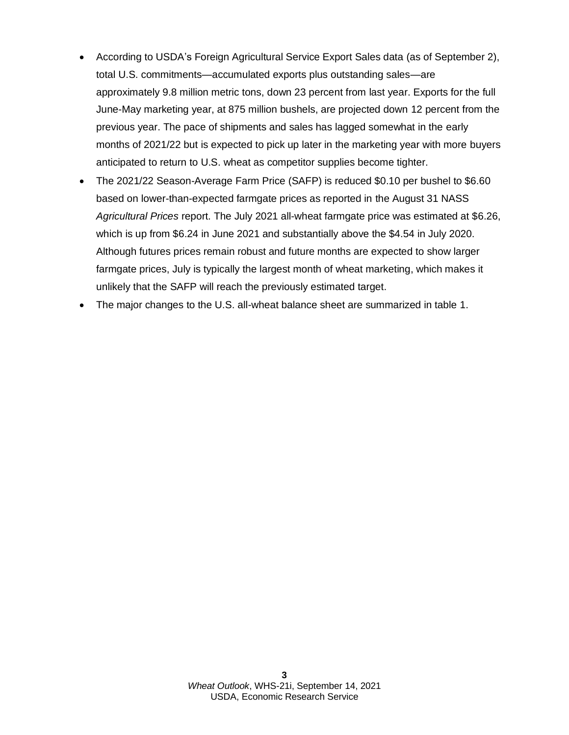- According to USDA's Foreign Agricultural Service Export Sales data (as of September 2), total U.S. commitments—accumulated exports plus outstanding sales—are approximately 9.8 million metric tons, down 23 percent from last year. Exports for the full June-May marketing year, at 875 million bushels, are projected down 12 percent from the previous year. The pace of shipments and sales has lagged somewhat in the early months of 2021/22 but is expected to pick up later in the marketing year with more buyers anticipated to return to U.S. wheat as competitor supplies become tighter.
- The 2021/22 Season-Average Farm Price (SAFP) is reduced $0.10 per bushel to $6.60 based on lower-than-expected farmgate prices as reported in the August 31 NASS *Agricultural Prices* report. The July 2021 all-wheat farmgate price was estimated at $6.26, which is up from $6.24 in June 2021 and substantially above the $4.54 in July 2020. Although futures prices remain robust and future months are expected to show larger farmgate prices, July is typically the largest month of wheat marketing, which makes it unlikely that the SAFP will reach the previously estimated target.
- The major changes to the U.S. all-wheat balance sheet are summarized in table 1.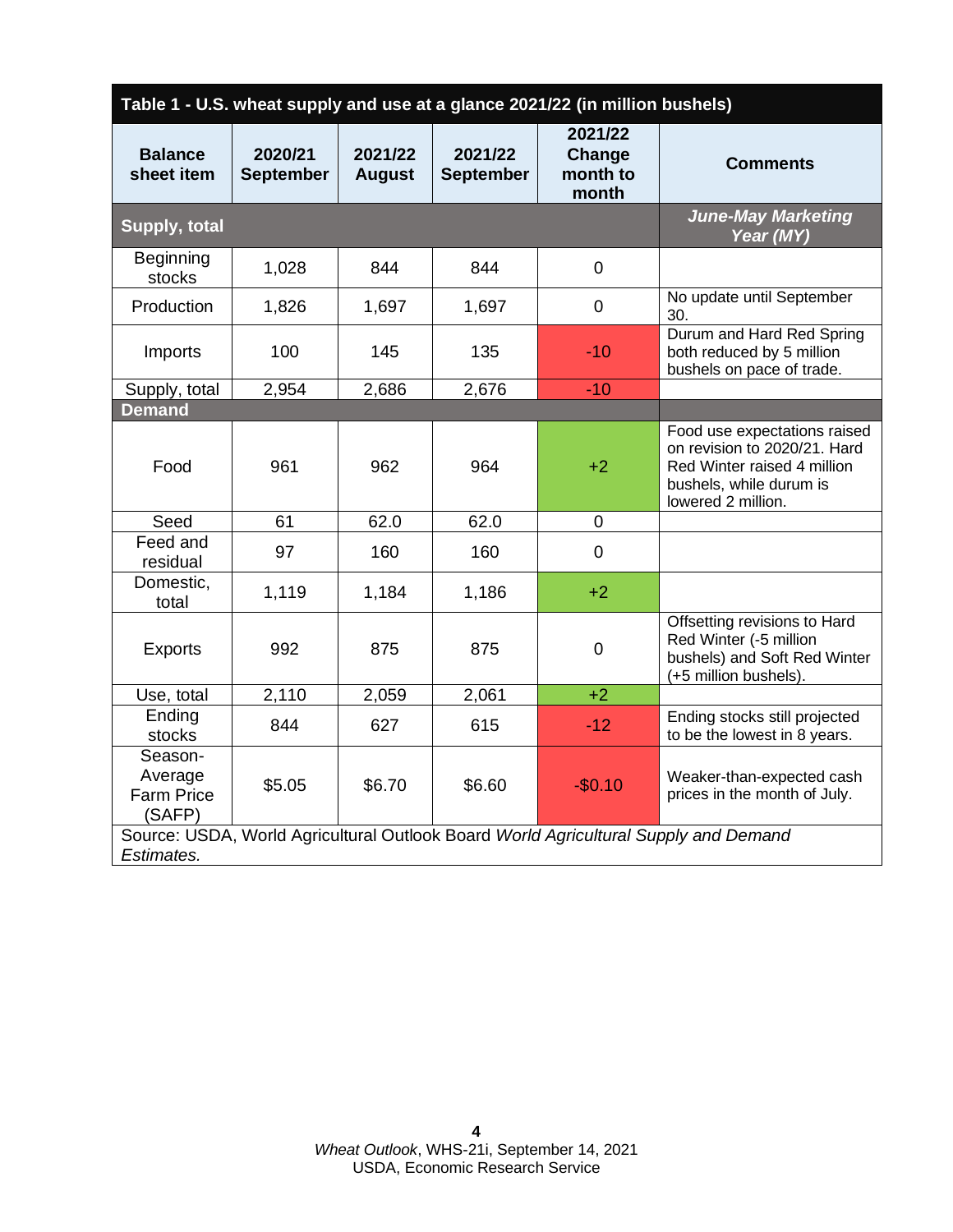| Table 1 - U.S. wheat supply and use at a glance 2021/22 (in million bushels) | | | | | |
|---|---|---|---|---|---|
| **Balance sheet item** | **2020/21 September** | **2021/22 August** | **2021/22 September** | **2021/22 Change month to month** | **Comments** |
| **Supply, total** | | | | | ***June-May Marketing Year (MY)*** |
| Beginning stocks | 1,028 | 844 | 844 | 0 | |
| Production | 1,826 | 1,697 | 1,697 | 0 | No update until September 30. |
| Imports | 100 | 145 | 135 | -10 | Durum and Hard Red Spring both reduced by 5 million bushels on pace of trade. |
| Supply, total | 2,954 | 2,686 | 2,676 | -10 | |
| **Demand** | | | | | |
| Food | 961 | 962 | 964 | +2 | Food use expectations raised on revision to 2020/21. Hard Red Winter raised 4 million bushels, while durum is lowered 2 million. |
| Seed | 61 | 62.0 | 62.0 | 0 | |
| Feed and residual | 97 | 160 | 160 | 0 | |
| Domestic, total | 1,119 | 1,184 | 1,186 | +2 | |
| Exports | 992 | 875 | 875 | 0 | Offsetting revisions to Hard Red Winter (-5 million bushels) and Soft Red Winter (+5 million bushels). |
| Use, total | 2,110 | 2,059 | 2,061 | +2 | |
| Ending stocks | 844 | 627 | 615 | -12 | Ending stocks still projected to be the lowest in 8 years. |
| Season-Average Farm Price (SAFP) | $5.05 | $6.70 | $6.60 | -$0.10 | Weaker-than-expected cash prices in the month of July. |

Source: USDA, World Agricultural Outlook Board *World Agricultural Supply and Demand Estimates.*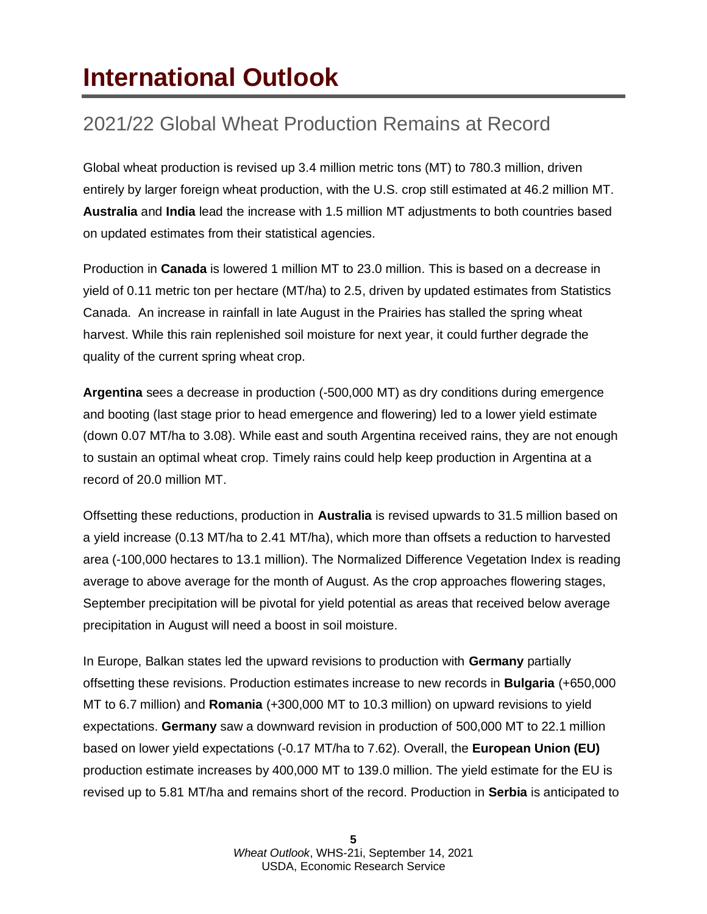# International Outlook

## 2021/22 Global Wheat Production Remains at Record

Global wheat production is revised up 3.4 million metric tons (MT) to 780.3 million, driven entirely by larger foreign wheat production, with the U.S. crop still estimated at 46.2 million MT. **Australia** and **India** lead the increase with 1.5 million MT adjustments to both countries based on updated estimates from their statistical agencies.

Production in **Canada** is lowered 1 million MT to 23.0 million. This is based on a decrease in yield of 0.11 metric ton per hectare (MT/ha) to 2.5, driven by updated estimates from Statistics Canada. An increase in rainfall in late August in the Prairies has stalled the spring wheat harvest. While this rain replenished soil moisture for next year, it could further degrade the quality of the current spring wheat crop.

**Argentina** sees a decrease in production (-500,000 MT) as dry conditions during emergence and booting (last stage prior to head emergence and flowering) led to a lower yield estimate (down 0.07 MT/ha to 3.08). While east and south Argentina received rains, they are not enough to sustain an optimal wheat crop. Timely rains could help keep production in Argentina at a record of 20.0 million MT.

Offsetting these reductions, production in **Australia** is revised upwards to 31.5 million based on a yield increase (0.13 MT/ha to 2.41 MT/ha), which more than offsets a reduction to harvested area (-100,000 hectares to 13.1 million). The Normalized Difference Vegetation Index is reading average to above average for the month of August. As the crop approaches flowering stages, September precipitation will be pivotal for yield potential as areas that received below average precipitation in August will need a boost in soil moisture.

In Europe, Balkan states led the upward revisions to production with **Germany** partially offsetting these revisions. Production estimates increase to new records in **Bulgaria** (+650,000 MT to 6.7 million) and **Romania** (+300,000 MT to 10.3 million) on upward revisions to yield expectations. **Germany** saw a downward revision in production of 500,000 MT to 22.1 million based on lower yield expectations (-0.17 MT/ha to 7.62). Overall, the **European Union (EU)** production estimate increases by 400,000 MT to 139.0 million. The yield estimate for the EU is revised up to 5.81 MT/ha and remains short of the record. Production in **Serbia** is anticipated to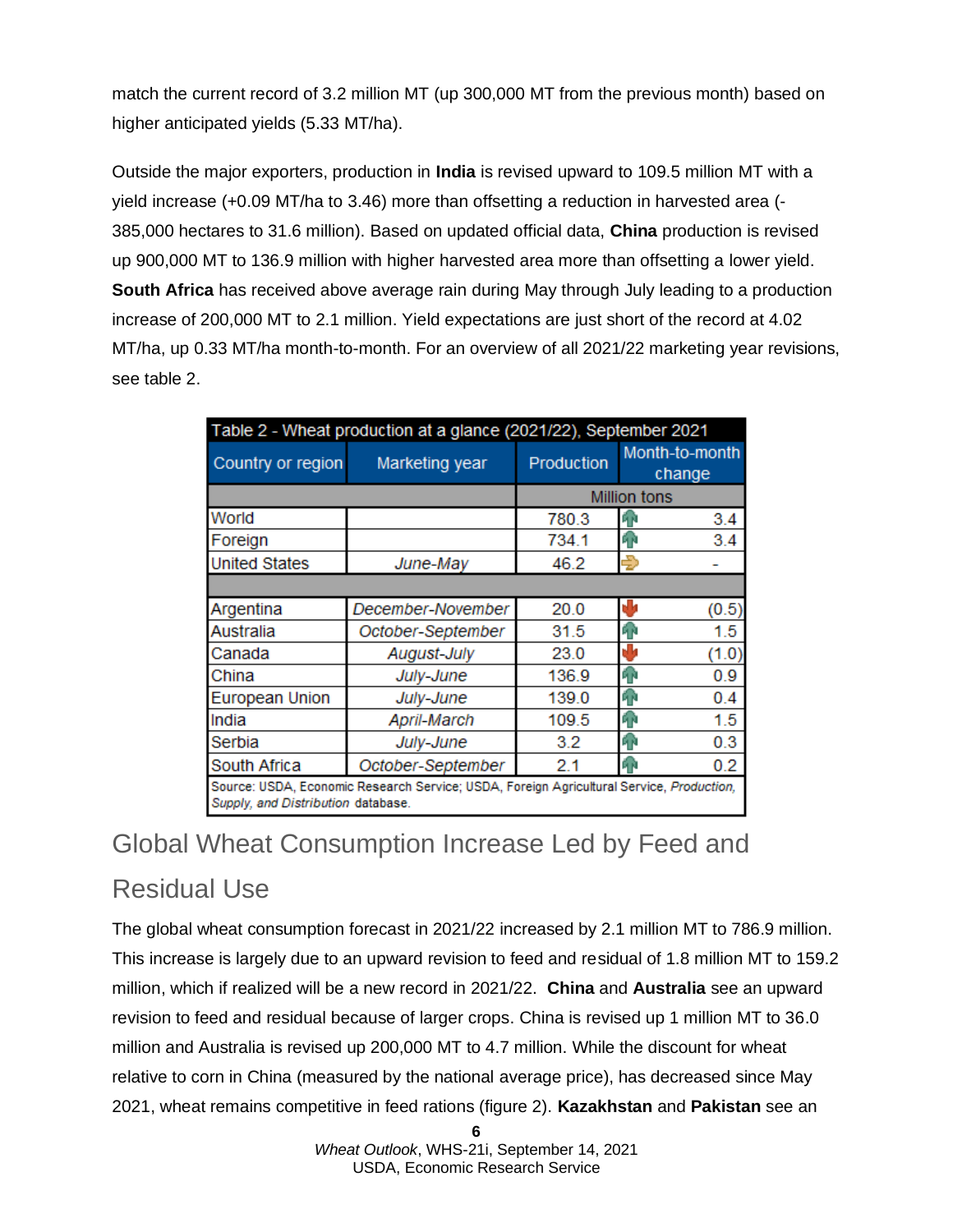match the current record of 3.2 million MT (up 300,000 MT from the previous month) based on higher anticipated yields (5.33 MT/ha).

Outside the major exporters, production in **India** is revised upward to 109.5 million MT with a yield increase (+0.09 MT/ha to 3.46) more than offsetting a reduction in harvested area (-385,000 hectares to 31.6 million). Based on updated official data, **China** production is revised up 900,000 MT to 136.9 million with higher harvested area more than offsetting a lower yield. **South Africa** has received above average rain during May through July leading to a production increase of 200,000 MT to 2.1 million. Yield expectations are just short of the record at 4.02 MT/ha, up 0.33 MT/ha month-to-month. For an overview of all 2021/22 marketing year revisions, see table 2.

| Table 2 - Wheat production at a glance (2021/22), September 2021 | | | |
|---|---|---|---|
| Country or region | Marketing year | Production | Month-to-month change |
| | | Million tons | |
| World | | 780.3 | 3.4 |
| Foreign | | 734.1 | 3.4 |
| United States | *June-May* | 46.2 | - |
| | | | |
| Argentina | *December-November* | 20.0 | (0.5) |
| Australia | *October-September* | 31.5 | 1.5 |
| Canada | *August-July* | 23.0 | (1.0) |
| China | *July-June* | 136.9 | 0.9 |
| European Union | *July-June* | 139.0 | 0.4 |
| India | *April-March* | 109.5 | 1.5 |
| Serbia | *July-June* | 3.2 | 0.3 |
| South Africa | *October-September* | 2.1 | 0.2 |

Source: USDA, Economic Research Service; USDA, Foreign Agricultural Service, *Production, Supply, and Distribution* database.

## Global Wheat Consumption Increase Led by Feed and Residual Use

The global wheat consumption forecast in 2021/22 increased by 2.1 million MT to 786.9 million. This increase is largely due to an upward revision to feed and residual of 1.8 million MT to 159.2 million, which if realized will be a new record in 2021/22. **China** and **Australia** see an upward revision to feed and residual because of larger crops. China is revised up 1 million MT to 36.0 million and Australia is revised up 200,000 MT to 4.7 million. While the discount for wheat relative to corn in China (measured by the national average price), has decreased since May 2021, wheat remains competitive in feed rations (figure 2). **Kazakhstan** and **Pakistan** see an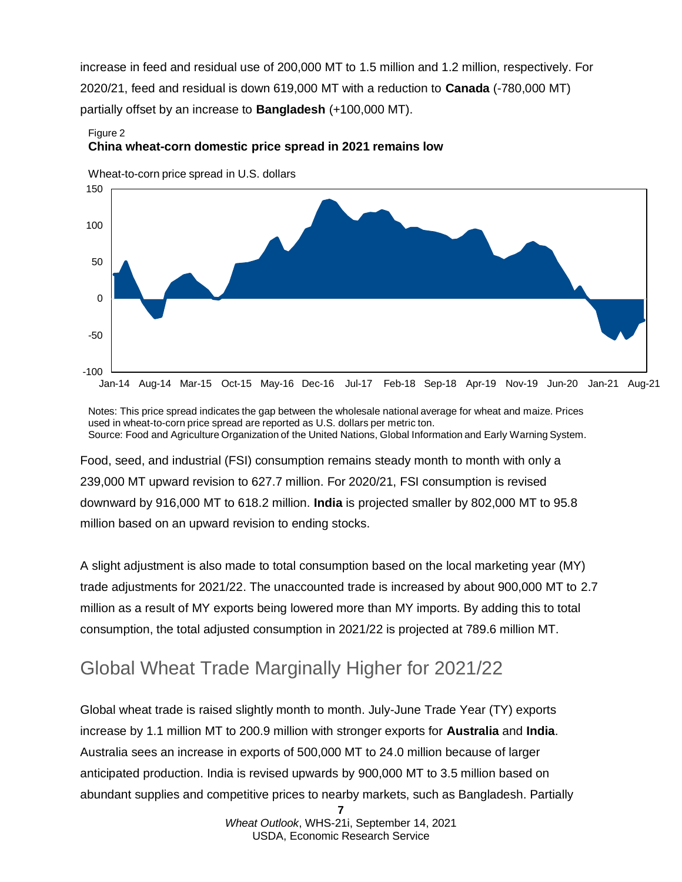increase in feed and residual use of 200,000 MT to 1.5 million and 1.2 million, respectively. For 2020/21, feed and residual is down 619,000 MT with a reduction to **Canada** (-780,000 MT) partially offset by an increase to **Bangladesh** (+100,000 MT).

Figure 2
**China wheat-corn domestic price spread in 2021 remains low**

Notes: This price spread indicates the gap between the wholesale national average for wheat and maize. Prices used in wheat-to-corn price spread are reported as U.S. dollars per metric ton.
Source: Food and Agriculture Organization of the United Nations, Global Information and Early Warning System.

Food, seed, and industrial (FSI) consumption remains steady month to month with only a 239,000 MT upward revision to 627.7 million. For 2020/21, FSI consumption is revised downward by 916,000 MT to 618.2 million. **India** is projected smaller by 802,000 MT to 95.8 million based on an upward revision to ending stocks.

A slight adjustment is also made to total consumption based on the local marketing year (MY) trade adjustments for 2021/22. The unaccounted trade is increased by about 900,000 MT to 2.7 million as a result of MY exports being lowered more than MY imports. By adding this to total consumption, the total adjusted consumption in 2021/22 is projected at 789.6 million MT.

## Global Wheat Trade Marginally Higher for 2021/22

Global wheat trade is raised slightly month to month. July-June Trade Year (TY) exports increase by 1.1 million MT to 200.9 million with stronger exports for **Australia** and **India**. Australia sees an increase in exports of 500,000 MT to 24.0 million because of larger anticipated production. India is revised upwards by 900,000 MT to 3.5 million based on abundant supplies and competitive prices to nearby markets, such as Bangladesh. Partially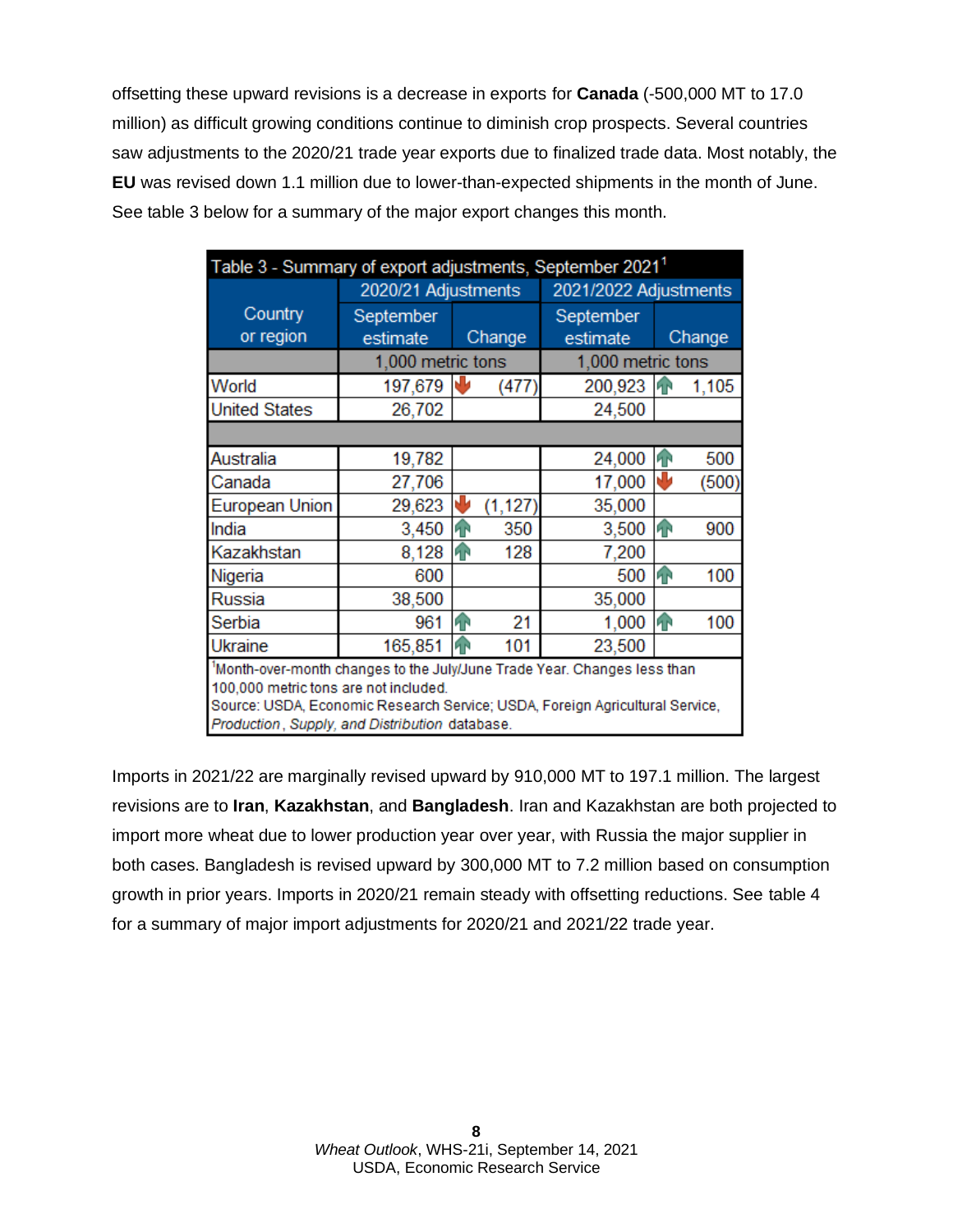offsetting these upward revisions is a decrease in exports for **Canada** (-500,000 MT to 17.0 million) as difficult growing conditions continue to diminish crop prospects. Several countries saw adjustments to the 2020/21 trade year exports due to finalized trade data. Most notably, the **EU** was revised down 1.1 million due to lower-than-expected shipments in the month of June. See table 3 below for a summary of the major export changes this month.

| Table 3 - Summary of export adjustments, September 2021[1] | | | | |
|---|---|---|---|---|
| Country or region | 2020/21 Adjustments | | 2021/2022 Adjustments | |
| | September estimate | Change | September estimate | Change |
| | 1,000 metric tons | | 1,000 metric tons | |
| World | 197,679 | (477) | 200,923 | 1,105 |
| United States | 26,702 | | 24,500 | |
| | | | | |
| Australia | 19,782 | | 24,000 | 500 |
| Canada | 27,706 | | 17,000 | (500) |
| European Union | 29,623 | (1,127) | 35,000 | |
| India | 3,450 | 350 | 3,500 | 900 |
| Kazakhstan | 8,128 | 128 | 7,200 | |
| Nigeria | 600 | | 500 | 100 |
| Russia | 38,500 | | 35,000 | |
| Serbia | 961 | 21 | 1,000 | 100 |
| Ukraine | 165,851 | 101 | 23,500 | |

[1]Month-over-month changes to the July/June Trade Year. Changes less than 100,000 metric tons are not included.
Source: USDA, Economic Research Service; USDA, Foreign Agricultural Service, *Production, Supply, and Distribution* database.

Imports in 2021/22 are marginally revised upward by 910,000 MT to 197.1 million. The largest revisions are to **Iran**, **Kazakhstan**, and **Bangladesh**. Iran and Kazakhstan are both projected to import more wheat due to lower production year over year, with Russia the major supplier in both cases. Bangladesh is revised upward by 300,000 MT to 7.2 million based on consumption growth in prior years. Imports in 2020/21 remain steady with offsetting reductions. See table 4 for a summary of major import adjustments for 2020/21 and 2021/22 trade year.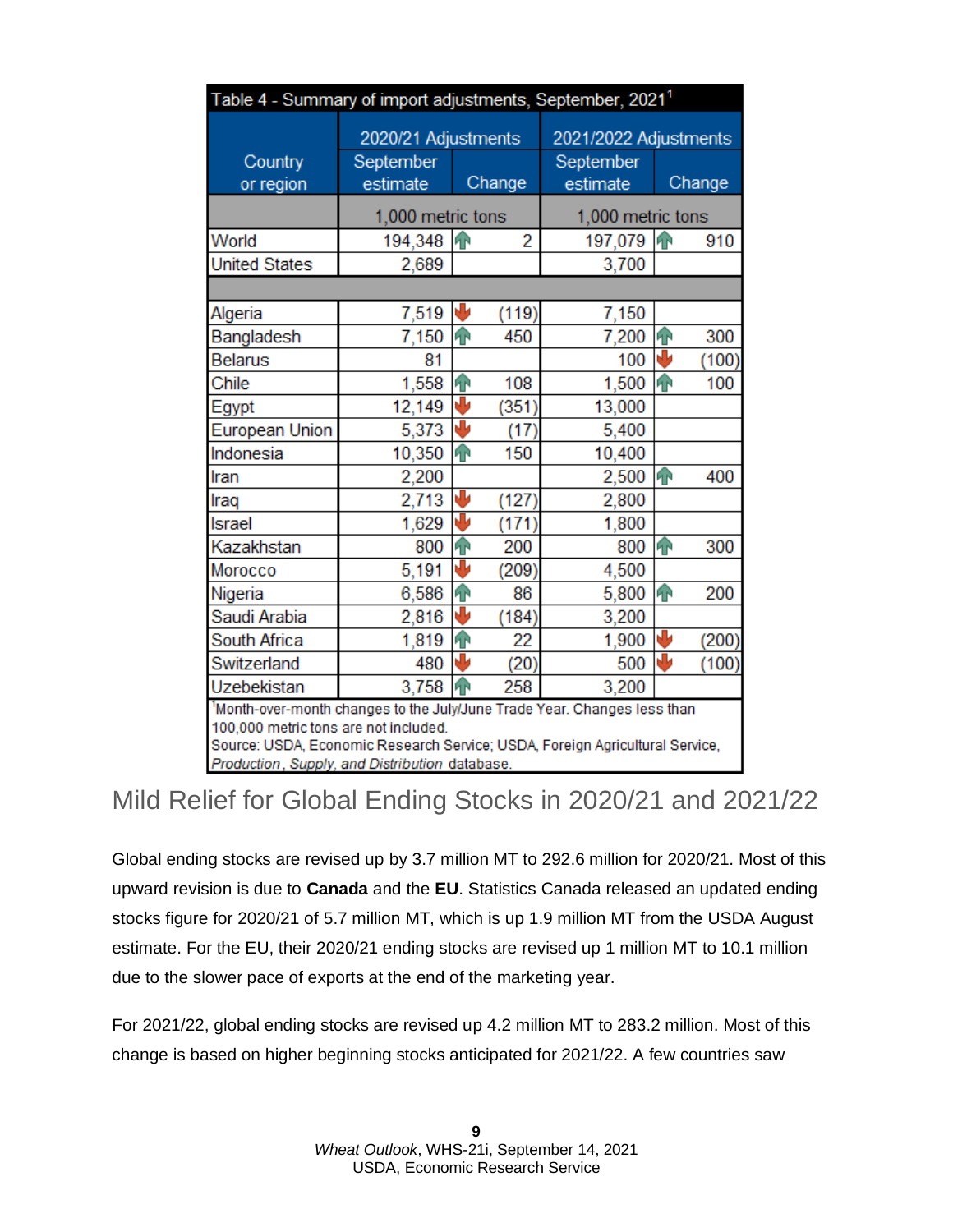| Table 4 - Summary of import adjustments, September, 2021[1] | | | | |
|---|---|---|---|---|
| Country or region | 2020/21 Adjustments | | 2021/2022 Adjustments | |
| | September estimate | Change | September estimate | Change |
| | 1,000 metric tons | | 1,000 metric tons | |
| World | 194,348 | 2 | 197,079 | 910 |
| United States | 2,689 | | 3,700 | |
| | | | | |
| Algeria | 7,519 | (119) | 7,150 | |
| Bangladesh | 7,150 | 450 | 7,200 | 300 |
| Belarus | 81 | | 100 | (100) |
| Chile | 1,558 | 108 | 1,500 | 100 |
| Egypt | 12,149 | (351) | 13,000 | |
| European Union | 5,373 | (17) | 5,400 | |
| Indonesia | 10,350 | 150 | 10,400 | |
| Iran | 2,200 | | 2,500 | 400 |
| Iraq | 2,713 | (127) | 2,800 | |
| Israel | 1,629 | (171) | 1,800 | |
| Kazakhstan | 800 | 200 | 800 | 300 |
| Morocco | 5,191 | (209) | 4,500 | |
| Nigeria | 6,586 | 86 | 5,800 | 200 |
| Saudi Arabia | 2,816 | (184) | 3,200 | |
| South Africa | 1,819 | 22 | 1,900 | (200) |
| Switzerland | 480 | (20) | 500 | (100) |
| Uzbekistan | 3,758 | 258 | 3,200 | |

[1]Month-over-month changes to the July/June Trade Year. Changes less than 100,000 metric tons are not included.
Source: USDA, Economic Research Service; USDA, Foreign Agricultural Service, *Production, Supply, and Distribution* database.

## Mild Relief for Global Ending Stocks in 2020/21 and 2021/22

Global ending stocks are revised up by 3.7 million MT to 292.6 million for 2020/21. Most of this upward revision is due to **Canada** and the **EU**. Statistics Canada released an updated ending stocks figure for 2020/21 of 5.7 million MT, which is up 1.9 million MT from the USDA August estimate. For the EU, their 2020/21 ending stocks are revised up 1 million MT to 10.1 million due to the slower pace of exports at the end of the marketing year.

For 2021/22, global ending stocks are revised up 4.2 million MT to 283.2 million. Most of this change is based on higher beginning stocks anticipated for 2021/22. A few countries saw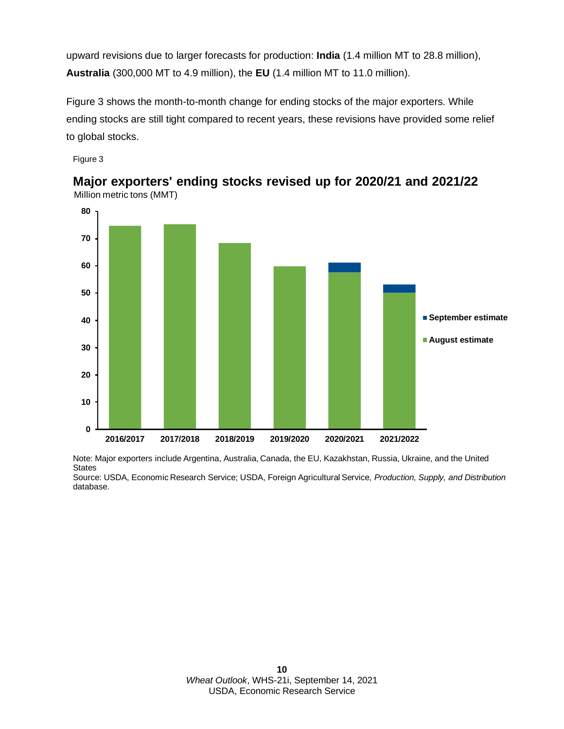upward revisions due to larger forecasts for production: **India** (1.4 million MT to 28.8 million), **Australia** (300,000 MT to 4.9 million), the **EU** (1.4 million MT to 11.0 million).

Figure 3 shows the month-to-month change for ending stocks of the major exporters. While ending stocks are still tight compared to recent years, these revisions have provided some relief to global stocks.

Figure 3

**Major exporters' ending stocks revised up for 2020/21 and 2021/22**

Million metric tons (MMT)

Note: Major exporters include Argentina, Australia, Canada, the EU, Kazakhstan, Russia, Ukraine, and the United States

Source: USDA, Economic Research Service; USDA, Foreign Agricultural Service, *Production, Supply, and Distribution* database.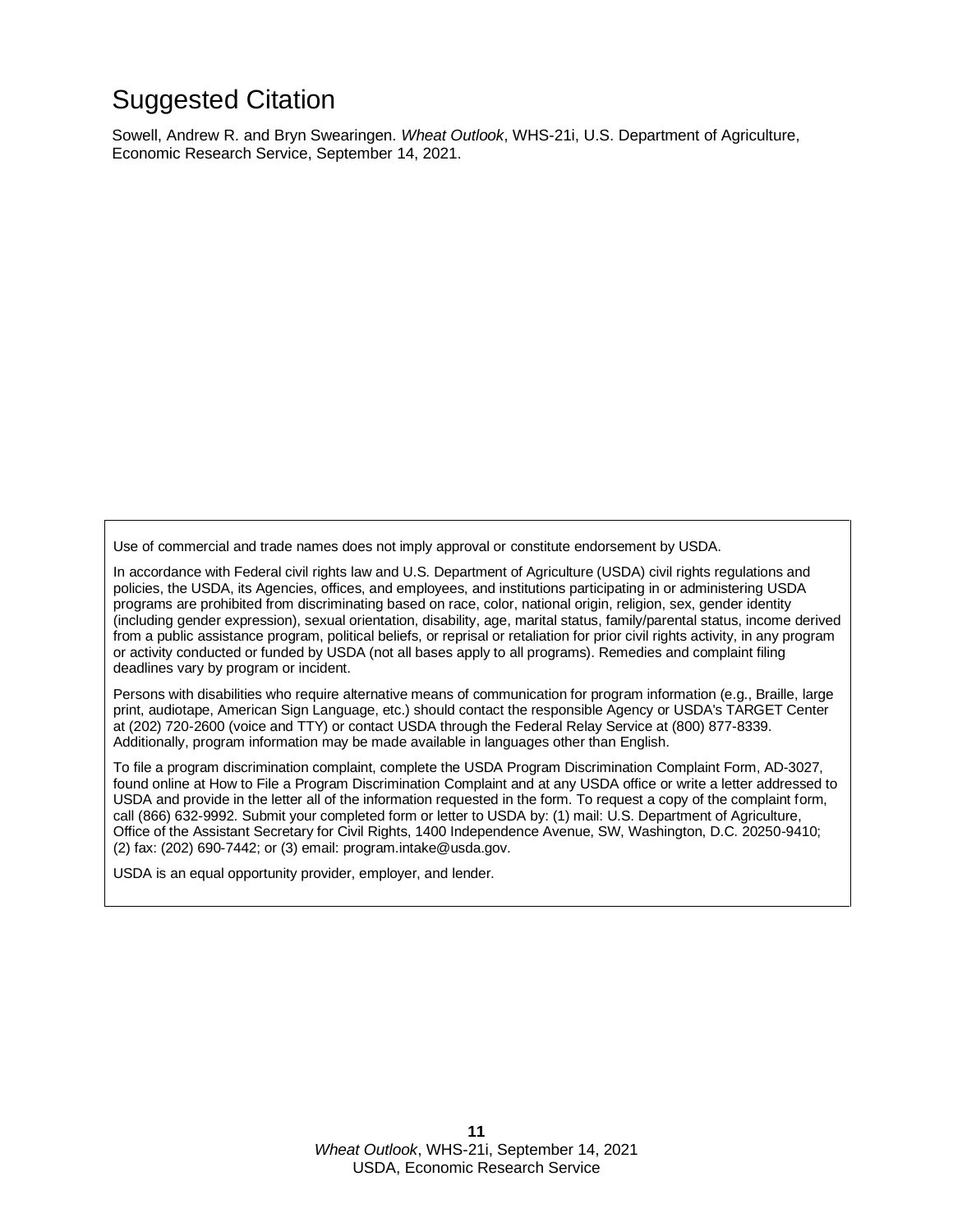## Suggested Citation

Sowell, Andrew R. and Bryn Swearingen. *Wheat Outlook*, WHS-21i, U.S. Department of Agriculture, Economic Research Service, September 14, 2021.

Use of commercial and trade names does not imply approval or constitute endorsement by USDA.

In accordance with Federal civil rights law and U.S. Department of Agriculture (USDA) civil rights regulations and policies, the USDA, its Agencies, offices, and employees, and institutions participating in or administering USDA programs are prohibited from discriminating based on race, color, national origin, religion, sex, gender identity (including gender expression), sexual orientation, disability, age, marital status, family/parental status, income derived from a public assistance program, political beliefs, or reprisal or retaliation for prior civil rights activity, in any program or activity conducted or funded by USDA (not all bases apply to all programs). Remedies and complaint filing deadlines vary by program or incident.

Persons with disabilities who require alternative means of communication for program information (e.g., Braille, large print, audiotape, American Sign Language, etc.) should contact the responsible Agency or USDA's TARGET Center at (202) 720-2600 (voice and TTY) or contact USDA through the Federal Relay Service at (800) 877-8339. Additionally, program information may be made available in languages other than English.

To file a program discrimination complaint, complete the USDA Program Discrimination Complaint Form, AD-3027, found online at How to File a Program Discrimination Complaint and at any USDA office or write a letter addressed to USDA and provide in the letter all of the information requested in the form. To request a copy of the complaint form, call (866) 632-9992. Submit your completed form or letter to USDA by: (1) mail: U.S. Department of Agriculture, Office of the Assistant Secretary for Civil Rights, 1400 Independence Avenue, SW, Washington, D.C. 20250-9410; (2) fax: (202) 690-7442; or (3) email: program.intake@usda.gov.

USDA is an equal opportunity provider, employer, and lender.